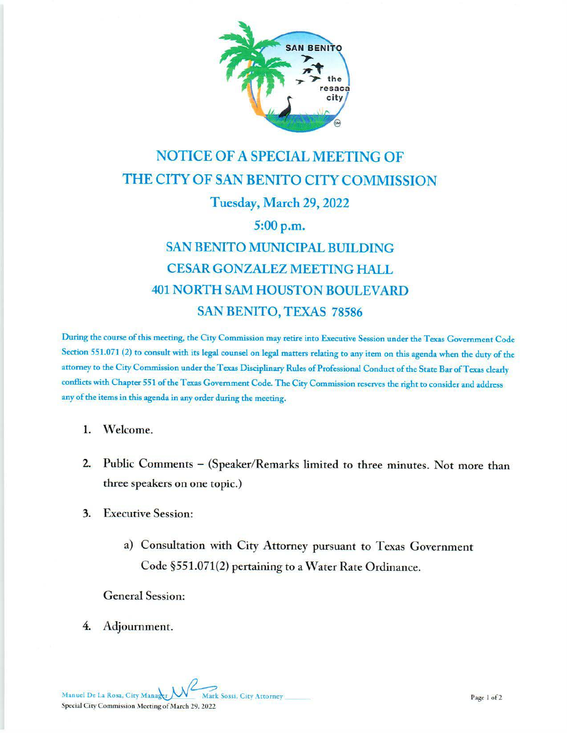# NOTICE OF A SPECIAL MEETING OF THE CITY OF SAN BENITO CITY COMMISSION

## Tuesday, March 29, 2022

## 5:00 p.m.

## SAN BENITO MUNICIPAL BUILDING
## CESAR GONZALEZ MEETING HALL
## 401 NORTH SAM HOUSTON BOULEVARD
## SAN BENITO, TEXAS 78586

During the course of this meeting, the City Commission may retire into Executive Session under the Texas Government Code Section 551.071 (2) to consult with its legal counsel on legal matters relating to any item on this agenda when the duty of the attorney to the City Commission under the Texas Disciplinary Rules of Professional Conduct of the State Bar of Texas clearly conflicts with Chapter 551 of the Texas Government Code. The City Commission reserves the right to consider and address any of the items in this agenda in any order during the meeting.

1. Welcome.

2. Public Comments – (Speaker/Remarks limited to three minutes. Not more than three speakers on one topic.)

3. Executive Session:

   a) Consultation with City Attorney pursuant to Texas Government Code §551.071(2) pertaining to a Water Rate Ordinance.

   General Session:

4. Adjournment.

Manuel De La Rosa, City Manager _______ Mark Sossi, City Attorney _______

Special City Commission Meeting of March 29, 2022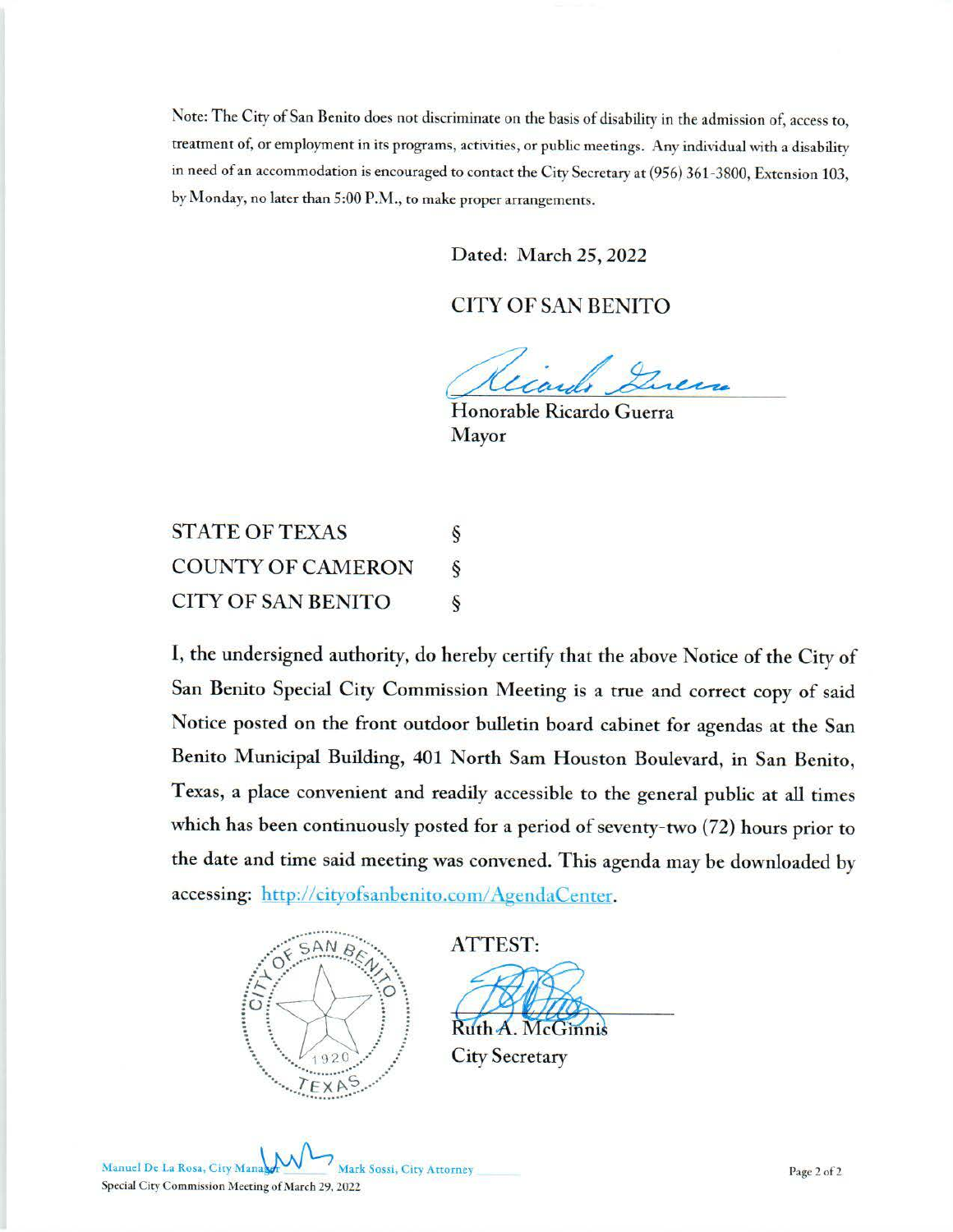Note: The City of San Benito does not discriminate on the basis of disability in the admission of, access to, treatment of, or employment in its programs, activities, or public meetings. Any individual with a disability in need of an accommodation is encouraged to contact the City Secretary at (956) 361-3800, Extension 103, by Monday, no later than 5:00 P.M., to make proper arrangements.

Dated: March 25, 2022

CITY OF SAN BENITO

Honorable Ricardo Guerra
Mayor

| | |
|---|---|
| STATE OF TEXAS | § |
| COUNTY OF CAMERON | § |
| CITY OF SAN BENITO | § |

I, the undersigned authority, do hereby certify that the above Notice of the City of San Benito Special City Commission Meeting is a true and correct copy of said Notice posted on the front outdoor bulletin board cabinet for agendas at the San Benito Municipal Building, 401 North Sam Houston Boulevard, in San Benito, Texas, a place convenient and readily accessible to the general public at all times which has been continuously posted for a period of seventy-two (72) hours prior to the date and time said meeting was convened. This agenda may be downloaded by accessing: http://cityofsanbenito.com/AgendaCenter.

CITY OF SAN BENITO 1920 TEXAS

ATTEST:

Ruth A. McGinnis
City Secretary

Manuel De La Rosa, City Manager Mark Sossi, City Attorney
Special City Commission Meeting of March 29, 2022